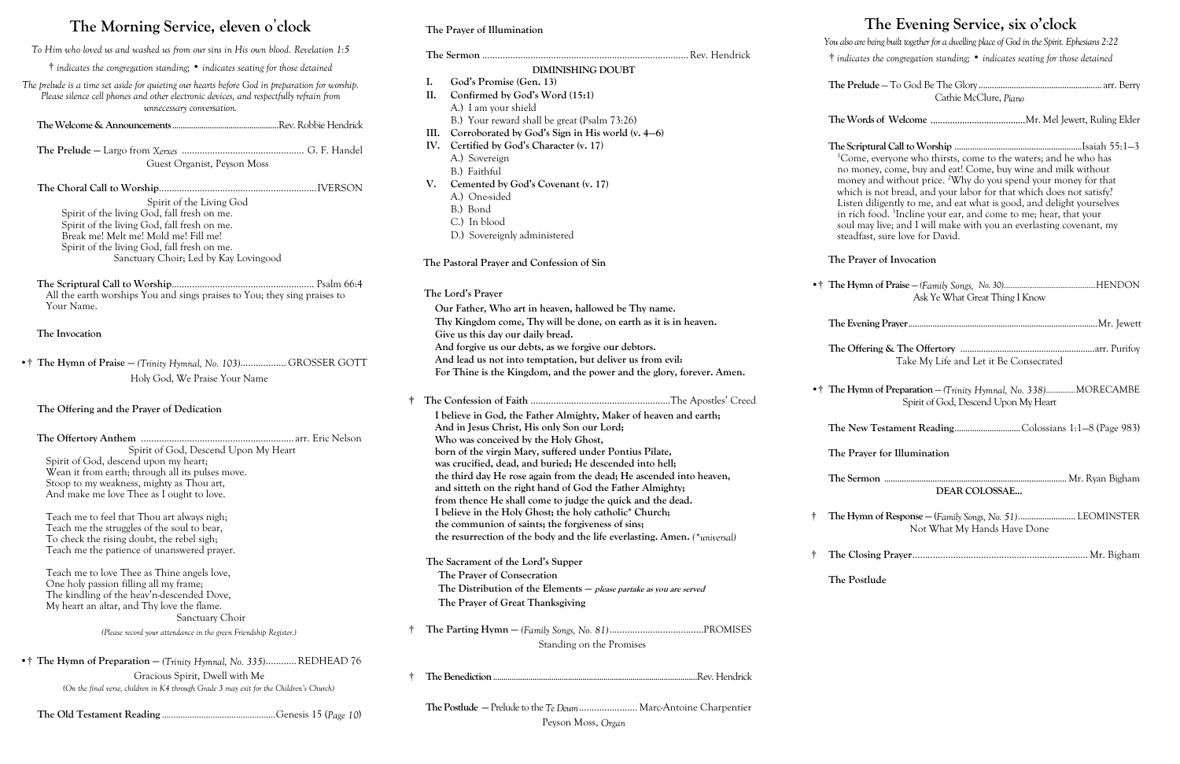# The Morning Service, eleven o'clock

*To Him who loved us and washed us from our sins in His own blood. Revelation 1:5*

*† indicates the congregation standing; • indicates seating for those detained*

*The prelude is a time set aside for quieting our hearts before God in preparation for worship. Please silence cell phones and other electronic devices, and respectfully refrain from unnecessary conversation.*

**The Welcome & Announcements** .......... Rev. Robbie Hendrick

**The Prelude** — Largo from *Xerxes* .......... G. F. Handel
Guest Organist, Peyson Moss

**The Choral Call to Worship** .......... IVERSON
Spirit of the Living God
Spirit of the living God, fall fresh on me.
Spirit of the living God, fall fresh on me.
Break me! Melt me! Mold me! Fill me!
Spirit of the living God, fall fresh on me.
Sanctuary Choir; Led by Kay Lovingood

**The Scriptural Call to Worship** .......... Psalm 66:4
All the earth worships You and sings praises to You; they sing praises to Your Name.

**The Invocation**

•† **The Hymn of Praise** — *(Trinity Hymnal, No. 103)* .......... GROSSER GOTT
Holy God, We Praise Your Name

**The Offering and the Prayer of Dedication**

**The Offertory Anthem** .......... arr. Eric Nelson
Spirit of God, Descend Upon My Heart
Spirit of God, descend upon my heart;
Wean it from earth; through all its pulses move.
Stoop to my weakness, mighty as Thou art,
And make me love Thee as I ought to love.

Teach me to feel that Thou art always nigh;
Teach me the struggles of the soul to bear,
To check the rising doubt, the rebel sigh;
Teach me the patience of unanswered prayer.

Teach me to love Thee as Thine angels love,
One holy passion filling all my frame;
The kindling of the heav'n-descended Dove,
My heart an altar, and Thy love the flame.
Sanctuary Choir

*(Please record your attendance in the green Friendship Register.)*

•† **The Hymn of Preparation** — *(Trinity Hymnal, No. 335)* .......... REDHEAD 76
Gracious Spirit, Dwell with Me
*(On the final verse, children in K4 through Grade 3 may exit for the Children's Church)*

**The Old Testament Reading** .......... Genesis 15 (*Page 10*)

**The Prayer of Illumination**

**The Sermon** .......... Rev. Hendrick

**DIMINISHING DOUBT**

**I. God's Promise (Gen. 13)**
**II. Confirmed by God's Word (15:1)**
- A.) I am your shield
- B.) Your reward shall be great (Psalm 73:26)

**III. Corroborated by God's Sign in His world (v. 4—6)**
**IV. Certified by God's Character (v. 17)**
- A.) Sovereign
- B.) Faithful

**V. Cemented by God's Covenant (v. 17)**
- A.) One-sided
- B.) Bond
- C.) In blood
- D.) Sovereignly administered

**The Pastoral Prayer and Confession of Sin**

**The Lord's Prayer**
**Our Father, Who art in heaven, hallowed be Thy name.**
**Thy Kingdom come, Thy will be done, on earth as it is in heaven.**
**Give us this day our daily bread.**
**And forgive us our debts, as we forgive our debtors.**
**And lead us not into temptation, but deliver us from evil:**
**For Thine is the Kingdom, and the power and the glory, forever. Amen.**

† **The Confession of Faith** .......... The Apostles' Creed
**I believe in God, the Father Almighty, Maker of heaven and earth;**
**And in Jesus Christ, His only Son our Lord;**
**Who was conceived by the Holy Ghost,**
**born of the virgin Mary, suffered under Pontius Pilate,**
**was crucified, dead, and buried; He descended into hell;**
**the third day He rose again from the dead; He ascended into heaven,**
**and sitteth on the right hand of God the Father Almighty;**
**from thence He shall come to judge the quick and the dead.**
**I believe in the Holy Ghost; the holy catholic\* Church;**
**the communion of saints; the forgiveness of sins;**
**the resurrection of the body and the life everlasting. Amen.** *(\*universal)*

**The Sacrament of the Lord's Supper**
**The Prayer of Consecration**
**The Distribution of the Elements** — ***please partake as you are served***
**The Prayer of Great Thanksgiving**

† **The Parting Hymn** — *(Family Songs, No. 81)* .......... PROMISES
Standing on the Promises

† **The Benediction** .......... Rev. Hendrick

**The Postlude** — Prelude to the *Te Deum* .......... Marc-Antoine Charpentier
Peyson Moss, *Organ*

# The Evening Service, six o'clock

*You also are being built together for a dwelling place of God in the Spirit. Ephesians 2:22*

*† indicates the congregation standing; • indicates seating for those detained*

**The Prelude** — To God Be The Glory .......... arr. Berry
Cathie McClure, *Piano*

**The Words of Welcome** .......... Mr. Mel Jewett, Ruling Elder

**The Scriptural Call to Worship** .......... Isaiah 55:1—3
[1]Come, everyone who thirsts, come to the waters; and he who has no money, come, buy and eat! Come, buy wine and milk without money and without price. [2]Why do you spend your money for that which is not bread, and your labor for that which does not satisfy? Listen diligently to me, and eat what is good, and delight yourselves in rich food. [3]Incline your ear, and come to me; hear, that your soul may live; and I will make with you an everlasting covenant, my steadfast, sure love for David.

**The Prayer of Invocation**

•† **The Hymn of Praise** — *(Family Songs, No. 30)* .......... HENDON
Ask Ye What Great Thing I Know

**The Evening Prayer** .......... Mr. Jewett

**The Offering & The Offertory** .......... arr. Purifoy
Take My Life and Let it Be Consecrated

•† **The Hymn of Preparation** — *(Trinity Hymnal, No. 338)* .......... MORECAMBE
Spirit of God, Descend Upon My Heart

**The New Testament Reading** .......... Colossians 1:1—8 (Page 983)

**The Prayer for Illumination**

**The Sermon** .......... Mr. Ryan Bigham
**DEAR COLOSSAE...**

† **The Hymn of Response** — (*Family Songs, No. 51*) .......... LEOMINSTER
Not What My Hands Have Done

† **The Closing Prayer** .......... Mr. Bigham

**The Postlude**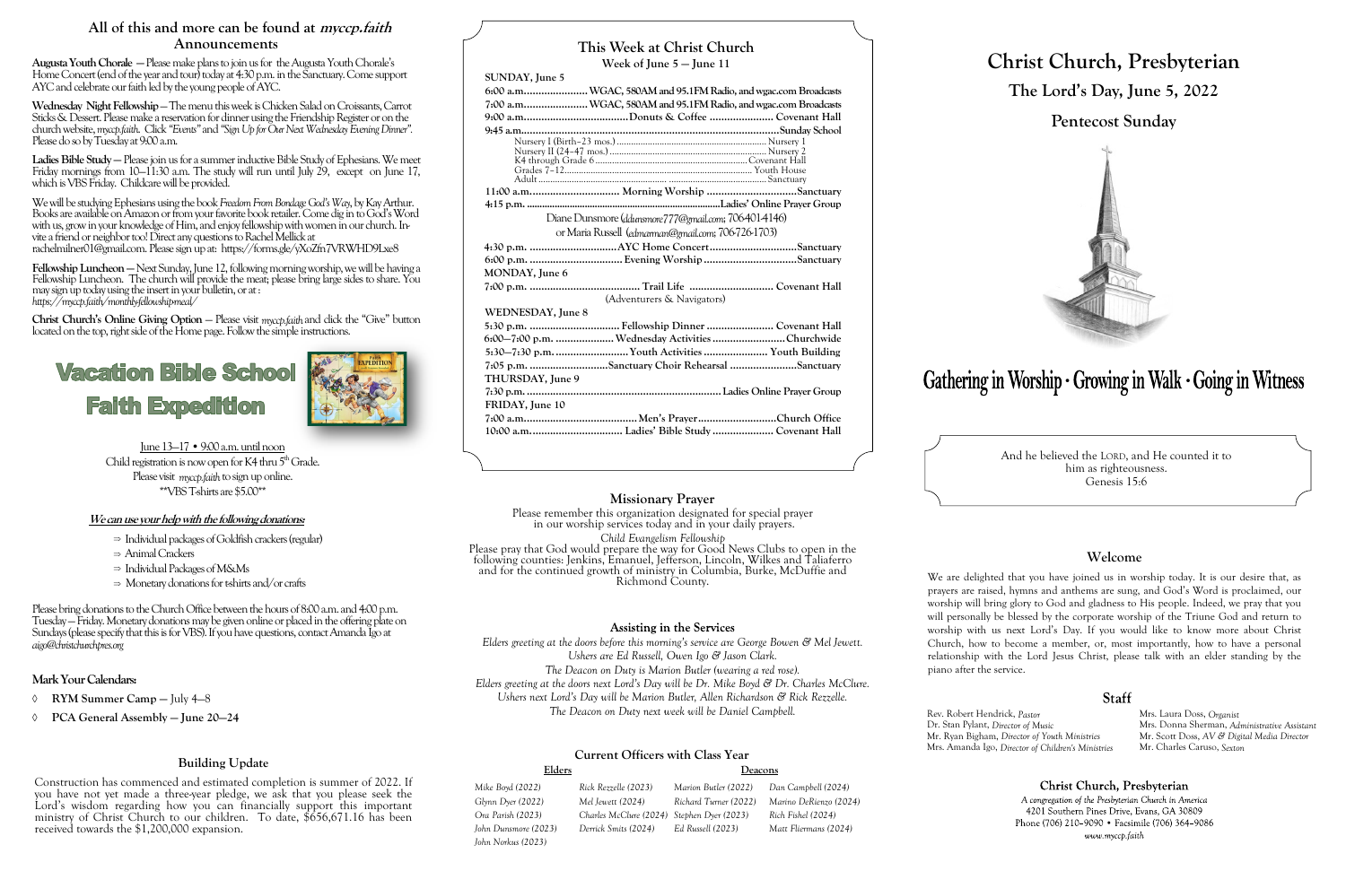## All of this and more can be found at *myccp.faith*
## Announcements

**Augusta Youth Chorale** —Please make plans to join us for the Augusta Youth Chorale's Home Concert (end of the year and tour) today at 4:30 p.m. in the Sanctuary. Come support AYC and celebrate our faith led by the young people of AYC.

**Wednesday Night Fellowship**—The menu this week is Chicken Salad on Croissants, Carrot Sticks & Dessert. Please make a reservation for dinner using the Friendship Register or on the church website, *myccp.faith*. Click *"Events"* and *"Sign Up for Our Next Wednesday Evening Dinner"*. Please do so by Tuesday at 9:00 a.m.

**Ladies Bible Study**—Please join us for a summer inductive Bible Study of Ephesians. We meet Friday mornings from 10—11:30 a.m. The study will run until July 29, except on June 17, which is VBS Friday. Childcare will be provided.

We will be studying Ephesians using the book *Freedom From Bondage God's Way*, by Kay Arthur. Books are available on Amazon or from your favorite book retailer. Come dig in to God's Word with us, grow in your knowledge of Him, and enjoy fellowship with women in our church. Invite a friend or neighbor too! Direct any questions to Rachel Mellick at rachelmilner01@gmail.com. Please sign up at: https://forms.gle/yXoZfn7VRWHD9Lxe8

**Fellowship Luncheon**—Next Sunday, June 12, following morning worship, we will be having a Fellowship Luncheon. The church will provide the meat; please bring large sides to share. You may sign up today using the insert in your bulletin, or at : *https://myccp.faith/monthlyfellowshipmeal/*

**Christ Church's Online Giving Option**— Please visit *myccp.faith* and click the "Give" button located on the top, right side of the Home page. Follow the simple instructions.

## Vacation Bible School
## Faith Expedition

June 13—17 • 9:00 a.m. until noon
Child registration is now open for K4 thru 5th Grade.
Please visit *myccp.faith* to sign up online.
**VBS T-shirts are $5.00**

**We can use your help with the following donations:**

- Individual packages of Goldfish crackers (regular)
- Animal Crackers
- Individual Packages of M&Ms
- Monetary donations for t-shirts and/or crafts

Please bring donations to the Church Office between the hours of 8:00 a.m. and 4:00 p.m. Tuesday—Friday. Monetary donations may be given online or placed in the offering plate on Sundays (please specify that this is for VBS). If you have questions, contact Amanda Igo at *aigo@christchurchpres.org*

### Mark Your Calendars:

- **RYM Summer Camp** — July 4—8
- **PCA General Assembly — June 20—24**

### Building Update

Construction has commenced and estimated completion is summer of 2022. If you have not yet made a three-year pledge, we ask that you please seek the Lord's wisdom regarding how you can financially support this important ministry of Christ Church to our children. To date, $656,671.16 has been received towards the $1,200,000 expansion.

## This Week at Christ Church
**Week of June 5 — June 11**

**SUNDAY, June 5**
6:00 a.m. ..... WGAC, 580AM and 95.1FM Radio, and wgac.com Broadcasts
7:00 a.m. ..... WGAC, 580AM and 95.1FM Radio, and wgac.com Broadcasts
9:00 a.m. ..... Donuts & Coffee ..... Covenant Hall
9:45 a.m. ..... Sunday School
- Nursery I (Birth–23 mos.) ..... Nursery 1
- Nursery II (24–47 mos.) ..... Nursery 2
- K4 through Grade 6 ..... Covenant Hall
- Grades 7–12 ..... Youth House
- Adult ..... Sanctuary

11:00 a.m. ..... Morning Worship ..... Sanctuary
4:15 p.m. ..... Ladies' Online Prayer Group
Diane Dunsmore (ddunsmore777@gmail.com; 706-401-4146)
or Maria Russell (edmarman@gmail.com; 706-726-1703)
4:30 p.m. ..... AYC Home Concert ..... Sanctuary
6:00 p.m. ..... Evening Worship ..... Sanctuary

**MONDAY, June 6**
7:00 p.m. ..... Trail Life ..... Covenant Hall
(Adventurers & Navigators)

**WEDNESDAY, June 8**
5:30 p.m. ..... Fellowship Dinner ..... Covenant Hall
6:00—7:00 p.m. ..... Wednesday Activities ..... Churchwide
5:30—7:30 p.m. ..... Youth Activities ..... Youth Building
7:05 p.m. ..... Sanctuary Choir Rehearsal ..... Sanctuary

**THURSDAY, June 9**
7:30 p.m. ..... Ladies Online Prayer Group

**FRIDAY, June 10**
7:00 a.m. ..... Men's Prayer ..... Church Office
10:00 a.m. ..... Ladies' Bible Study ..... Covenant Hall

### Missionary Prayer

Please remember this organization designated for special prayer in our worship services today and in your daily prayers.

*Child Evangelism Fellowship*

Please pray that God would prepare the way for Good News Clubs to open in the following counties: Jenkins, Emanuel, Jefferson, Lincoln, Wilkes and Taliaferro and for the continued growth of ministry in Columbia, Burke, McDuffie and Richmond County.

### Assisting in the Services

*Elders greeting at the doors before this morning's service are George Bowen & Mel Jewett.*
*Ushers are Ed Russell, Owen Igo & Jason Clark.*
*The Deacon on Duty is Marion Butler (wearing a red rose).*
*Elders greeting at the doors next Lord's Day will be Dr. Mike Boyd & Dr. Charles McClure.*
*Ushers next Lord's Day will be Marion Butler, Allen Richardson & Rick Rezzelle.*
*The Deacon on Duty next week will be Daniel Campbell.*

### Current Officers with Class Year

| Elders | | Deacons | |
|---|---|---|---|
| Mike Boyd (2022) | Rick Rezzelle (2023) | Marion Butler (2022) | Dan Campbell (2024) |
| Glynn Dyer (2022) | Mel Jewett (2024) | Richard Turner (2022) | Marino DeRienzo (2024) |
| Ora Parish (2023) | Charles McClure (2024) | Stephen Dyer (2023) | Rich Fishel (2024) |
| John Dunsmore (2023) | Derrick Smits (2024) | Ed Russell (2023) | Matt Fliermans (2024) |
| John Nonkus (2023) | | | |

# Christ Church, Presbyterian
## The Lord's Day, June 5, 2022
## Pentecost Sunday

**Gathering in Worship · Growing in Walk · Going in Witness**

And he believed the LORD, and He counted it to him as righteousness.
Genesis 15:6

### Welcome

We are delighted that you have joined us in worship today. It is our desire that, as prayers are raised, hymns and anthems are sung, and God's Word is proclaimed, our worship will bring glory to God and gladness to His people. Indeed, we pray that you will personally be blessed by the corporate worship of the Triune God and return to worship with us next Lord's Day. If you would like to know more about Christ Church, how to become a member, or, most importantly, how to have a personal relationship with the Lord Jesus Christ, please talk with an elder standing by the piano after the service.

### Staff

Rev. Robert Hendrick, *Pastor*
Dr. Stan Pylant, *Director of Music*
Mr. Ryan Bigham, *Director of Youth Ministries*
Mrs. Amanda Igo, *Director of Children's Ministries*
Mrs. Laura Doss, *Organist*
Mrs. Donna Sherman, *Administrative Assistant*
Mr. Scott Doss, *AV & Digital Media Director*
Mr. Charles Caruso, *Sexton*

**Christ Church, Presbyterian**
*A congregation of the Presbyterian Church in America*
4201 Southern Pines Drive, Evans, GA 30809
Phone (706) 210-9090 • Facsimile (706) 364-9086
*www.myccp.faith*